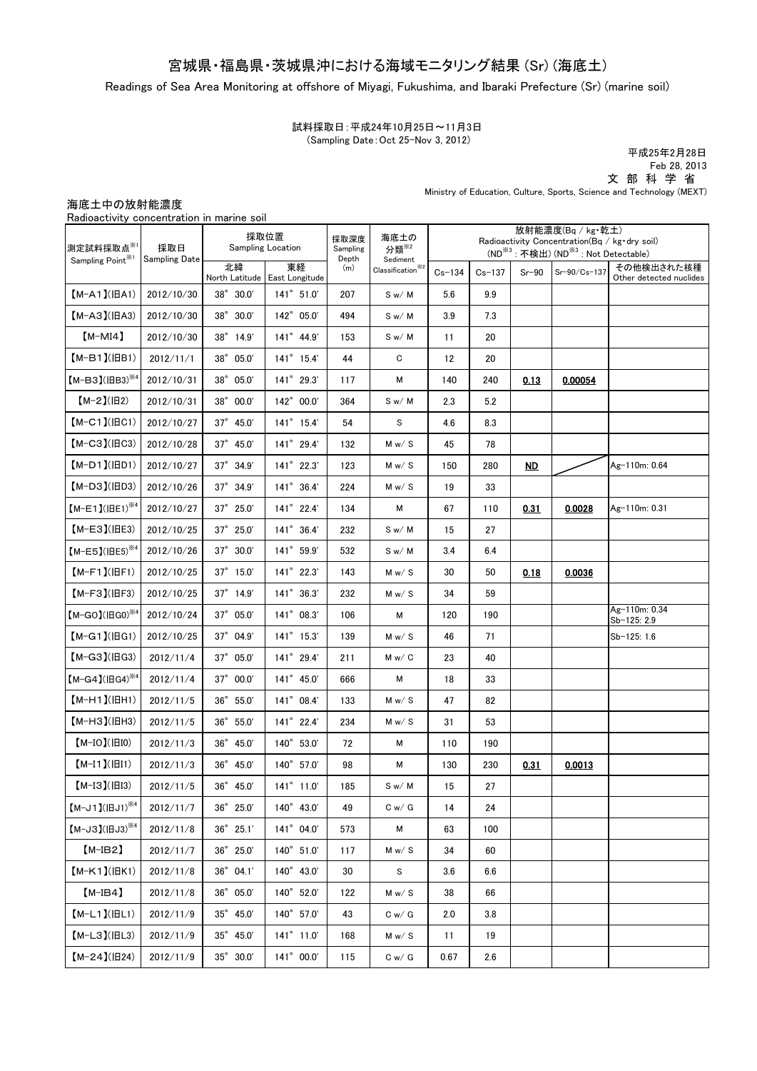# 宮城県・福島県・茨城県沖における海域モニタリング結果 (Sr) (海底土)

Readings of Sea Area Monitoring at offshore of Miyagi, Fukushima, and Ibaraki Prefecture (Sr) (marine soil)

試料採取日：平成24年10月25日～11月3日
(Sampling Date：Oct 25-Nov 3, 2012)

平成25年2月28日
Feb 28, 2013
文 部 科 学 省
Ministry of Education, Culture, Sports, Science and Technology (MEXT)

海底土中の放射能濃度
Radioactivity concentration in marine soil

| 測定試料採取点※1 Sampling Point※1 | 採取日 Sampling Date | 採取位置 Sampling Location | | 採取深度 Sampling Depth (m) | 海底土の分類※2 Sediment Classification※2 | 放射能濃度(Bq / kg・乾土) Radioactivity Concentration(Bq / kg・dry soil) (ND※3：不検出) (ND※3 : Not Detectable) | | | | |
|---|---|---|---|---|---|---|---|---|---|---|
| | | 北緯 North Latitude | 東経 East Longitude | | | Cs-134 | Cs-137 | Sr-90 | Sr-90/Cs-137 | その他検出された核種 Other detected nuclides |
| 【M-A1】(旧A1) | 2012/10/30 | 38° 30.0' | 141° 51.0' | 207 | S w/ M | 5.6 | 9.9 | | | |
| 【M-A3】(旧A3) | 2012/10/30 | 38° 30.0' | 142° 05.0' | 494 | S w/ M | 3.9 | 7.3 | | | |
| 【M-MI4】 | 2012/10/30 | 38° 14.9' | 141° 44.9' | 153 | S w/ M | 11 | 20 | | | |
| 【M-B1】(旧B1) | 2012/11/1 | 38° 05.0' | 141° 15.4' | 44 | C | 12 | 20 | | | |
| 【M-B3】(旧B3)※4 | 2012/10/31 | 38° 05.0' | 141° 29.3' | 117 | M | 140 | 240 | 0.13 | 0.00054 | |
| 【M-2】(旧2) | 2012/10/31 | 38° 00.0' | 142° 00.0' | 364 | S w/ M | 2.3 | 5.2 | | | |
| 【M-C1】(旧C1) | 2012/10/27 | 37° 45.0' | 141° 15.4' | 54 | S | 4.6 | 8.3 | | | |
| 【M-C3】(旧C3) | 2012/10/28 | 37° 45.0' | 141° 29.4' | 132 | M w/ S | 45 | 78 | | | |
| 【M-D1】(旧D1) | 2012/10/27 | 37° 34.9' | 141° 22.3' | 123 | M w/ S | 150 | 280 | ND | | Ag-110m: 0.64 |
| 【M-D3】(旧D3) | 2012/10/26 | 37° 34.9' | 141° 36.4' | 224 | M w/ S | 19 | 33 | | | |
| 【M-E1】(旧E1)※4 | 2012/10/27 | 37° 25.0' | 141° 22.4' | 134 | M | 67 | 110 | 0.31 | 0.0028 | Ag-110m: 0.31 |
| 【M-E3】(旧E3) | 2012/10/25 | 37° 25.0' | 141° 36.4' | 232 | S w/ M | 15 | 27 | | | |
| 【M-E5】(旧E5)※4 | 2012/10/26 | 37° 30.0' | 141° 59.9' | 532 | S w/ M | 3.4 | 6.4 | | | |
| 【M-F1】(旧F1) | 2012/10/25 | 37° 15.0' | 141° 22.3' | 143 | M w/ S | 30 | 50 | 0.18 | 0.0036 | |
| 【M-F3】(旧F3) | 2012/10/25 | 37° 14.9' | 141° 36.3' | 232 | M w/ S | 34 | 59 | | | |
| 【M-G0】(旧G0)※4 | 2012/10/24 | 37° 05.0' | 141° 08.3' | 106 | M | 120 | 190 | | | Ag-110m: 0.34 Sb-125: 2.9 |
| 【M-G1】(旧G1) | 2012/10/25 | 37° 04.9' | 141° 15.3' | 139 | M w/ S | 46 | 71 | | | Sb-125: 1.6 |
| 【M-G3】(旧G3) | 2012/11/4 | 37° 05.0' | 141° 29.4' | 211 | M w/ C | 23 | 40 | | | |
| 【M-G4】(旧G4)※4 | 2012/11/4 | 37° 00.0' | 141° 45.0' | 666 | M | 18 | 33 | | | |
| 【M-H1】(旧H1) | 2012/11/5 | 36° 55.0' | 141° 08.4' | 133 | M w/ S | 47 | 82 | | | |
| 【M-H3】(旧H3) | 2012/11/5 | 36° 55.0' | 141° 22.4' | 234 | M w/ S | 31 | 53 | | | |
| 【M-I0】(旧I0) | 2012/11/3 | 36° 45.0' | 140° 53.0' | 72 | M | 110 | 190 | | | |
| 【M-I1】(旧I1) | 2012/11/3 | 36° 45.0' | 140° 57.0' | 98 | M | 130 | 230 | 0.31 | 0.0013 | |
| 【M-I3】(旧I3) | 2012/11/5 | 36° 45.0' | 141° 11.0' | 185 | S w/ M | 15 | 27 | | | |
| 【M-J1】(旧J1)※4 | 2012/11/7 | 36° 25.0' | 140° 43.0' | 49 | C w/ G | 14 | 24 | | | |
| 【M-J3】(旧J3)※4 | 2012/11/8 | 36° 25.1' | 141° 04.0' | 573 | M | 63 | 100 | | | |
| 【M-IB2】 | 2012/11/7 | 36° 25.0' | 140° 51.0' | 117 | M w/ S | 34 | 60 | | | |
| 【M-K1】(旧K1) | 2012/11/8 | 36° 04.1' | 140° 43.0' | 30 | S | 3.6 | 6.6 | | | |
| 【M-IB4】 | 2012/11/8 | 36° 05.0' | 140° 52.0' | 122 | M w/ S | 38 | 66 | | | |
| 【M-L1】(旧L1) | 2012/11/9 | 35° 45.0' | 140° 57.0' | 43 | C w/ G | 2.0 | 3.8 | | | |
| 【M-L3】(旧L3) | 2012/11/9 | 35° 45.0' | 141° 11.0' | 168 | M w/ S | 11 | 19 | | | |
| 【M-24】(旧24) | 2012/11/9 | 35° 30.0' | 141° 00.0' | 115 | C w/ G | 0.67 | 2.6 | | | |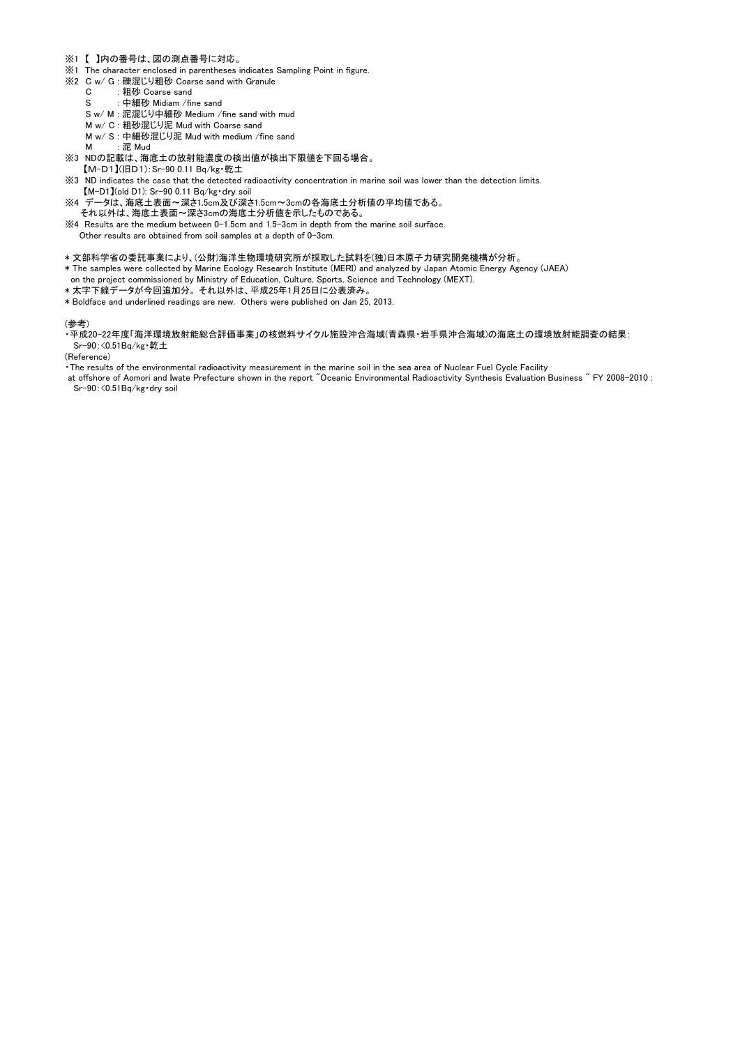※1 【 】内の番号は、図の測点番号に対応。

※1 The character enclosed in parentheses indicates Sampling Point in figure.

※2 C w/ G : 礫混じり粗砂 Coarse sand with Granule

C : 粗砂 Coarse sand

S : 中細砂 Midiam /fine sand

S w/ M : 泥混じり中細砂 Medium /fine sand with mud

M w/ C : 粗砂混じり泥 Mud with Coarse sand

M w/ S : 中細砂混じり泥 Mud with medium /fine sand

M : 泥 Mud

※3 NDの記載は、海底土の放射能濃度の検出値が検出下限値を下回る場合。

【M-D1】(旧D1) : Sr-90 0.11 Bq/kg・乾土

※3 ND indicates the case that the detected radioactivity concentration in marine soil was lower than the detection limits.

【M-D1】(old D1): Sr-90 0.11 Bq/kg・dry soil

※4 データは、海底土表面～深さ1.5cm及び深さ1.5cm～3cmの各海底土分析値の平均値である。

それ以外は、海底土表面～深さ3cmの海底土分析値を示したものである。

※4 Results are the medium between 0-1.5cm and 1.5-3cm in depth from the marine soil surface.

Other results are obtained from soil samples at a depth of 0-3cm.

* 文部科学省の委託事業により、(公財)海洋生物環境研究所が採取した試料を(独)日本原子力研究開発機構が分析。

* The samples were collected by Marine Ecology Research Institute (MERI) and analyzed by Japan Atomic Energy Agency (JAEA) on the project commissioned by Ministry of Education, Culture, Sports, Science and Technology (MEXT).

* 太字下線データが今回追加分。それ以外は、平成25年1月25日に公表済み。

* Boldface and underlined readings are new. Others were published on Jan 25, 2013.

(参考)

・平成20-22年度「海洋環境放射能総合評価事業」の核燃料サイクル施設沖合海域(青森県・岩手県沖合海域)の海底土の環境放射能調査の結果：

Sr-90：<0.51Bq/kg・乾土

(Reference)

・The results of the environmental radioactivity measurement in the marine soil in the sea area of Nuclear Fuel Cycle Facility at offshore of Aomori and Iwate Prefecture shown in the report "Oceanic Environmental Radioactivity Synthesis Evaluation Business " FY 2008-2010 :

Sr-90：<0.51Bq/kg・dry soil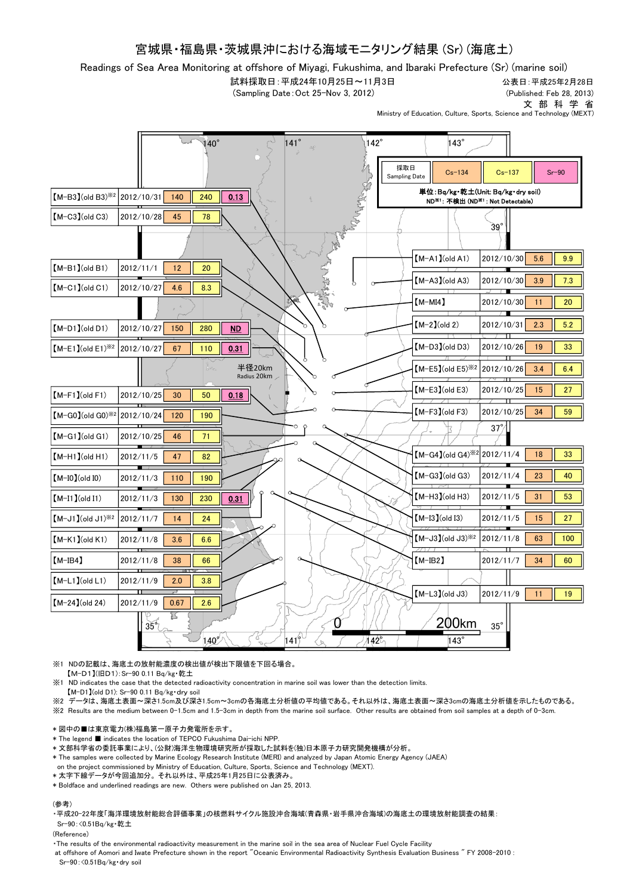# 宮城県・福島県・茨城県沖における海域モニタリング結果（Sr）（海底土）

Readings of Sea Area Monitoring at offshore of Miyagi, Fukushima, and Ibaraki Prefecture (Sr) (marine soil)

試料採取日：平成24年10月25日～11月3日
(Sampling Date：Oct 25-Nov 3, 2012)

公表日：平成25年2月28日
(Published: Feb 28, 2013)
文部科学省
Ministry of Education, Culture, Sports, Science and Technology (MEXT)

単位：Bq/kg・乾土(Unit: Bq/kg・dry soil)
ND※1：不検出 (ND※1 : Not Detectable)

| 地点 | 採取日 Sampling Date | Cs-134 | Cs-137 | Sr-90 |
|---|---|---|---|---|
| 【M-B3】(old B3)※2 | 2012/10/31 | 140 | 240 | **0.13** |
| 【M-C3】(old C3) | 2012/10/28 | 45 | 78 | |
| 【M-B1】(old B1) | 2012/11/1 | 12 | 20 | |
| 【M-C1】(old C1) | 2012/10/27 | 4.6 | 8.3 | |
| 【M-D1】(old D1) | 2012/10/27 | 150 | 280 | **ND** |
| 【M-E1】(old E1)※2 | 2012/10/27 | 67 | 110 | **0.31** |
| 【M-F1】(old F1) | 2012/10/25 | 30 | 50 | **0.18** |
| 【M-G0】(old G0)※2 | 2012/10/24 | 120 | 190 | |
| 【M-G1】(old G1) | 2012/10/25 | 46 | 71 | |
| 【M-H1】(old H1) | 2012/11/5 | 47 | 82 | |
| 【M-I0】(old I0) | 2012/11/3 | 110 | 190 | |
| 【M-I1】(old I1) | 2012/11/3 | 130 | 230 | **0.31** |
| 【M-J1】(old J1)※2 | 2012/11/7 | 14 | 24 | |
| 【M-K1】(old K1) | 2012/11/8 | 3.6 | 6.6 | |
| 【M-IB4】 | 2012/11/8 | 38 | 66 | |
| 【M-L1】(old L1) | 2012/11/9 | 2.0 | 3.8 | |
| 【M-24】(old 24) | 2012/11/9 | 0.67 | 2.6 | |
| 【M-A1】(old A1) | 2012/10/30 | 5.6 | 9.9 | |
| 【M-A3】(old A3) | 2012/10/30 | 3.9 | 7.3 | |
| 【M-MI4】 | 2012/10/30 | 11 | 20 | |
| 【M-2】(old 2) | 2012/10/31 | 2.3 | 5.2 | |
| 【M-D3】(old D3) | 2012/10/26 | 19 | 33 | |
| 【M-E5】(old E5)※2 | 2012/10/26 | 3.4 | 6.4 | |
| 【M-E3】(old E3) | 2012/10/25 | 15 | 27 | |
| 【M-F3】(old F3) | 2012/10/25 | 34 | 59 | |
| 【M-G4】(old G4)※2 | 2012/11/4 | 18 | 33 | |
| 【M-G3】(old G3) | 2012/11/4 | 23 | 40 | |
| 【M-H3】(old H3) | 2012/11/5 | 31 | 53 | |
| 【M-I3】(old I3) | 2012/11/5 | 15 | 27 | |
| 【M-J3】(old J3)※2 | 2012/11/8 | 63 | 100 | |
| 【M-IB2】 | 2012/11/7 | 34 | 60 | |
| 【M-L3】(old J3) | 2012/11/9 | 11 | 19 | |

半径20km
Radius 20km

140°
141°
142°
143°
39°
37°
35°
0
200km

※1 NDの記載は、海底土の放射能濃度の検出値が検出下限値を下回る場合。
【M-D1】(旧D1)：Sr-90 0.11 Bq/kg・乾土
※1 ND indicates the case that the detected radioactivity concentration in marine soil was lower than the detection limits.
【M-D1】(old D1)：Sr-90 0.11 Bq/kg・dry soil
※2 データは、海底土表面～深さ1.5cm及び深さ1.5cm～3cmの各海底土分析値の平均値である。それ以外は、海底土表面～深さ3cmの海底土分析値を示したものである。
※2 Results are the medium between 0-1.5cm and 1.5-3cm in depth from the marine soil surface. Other results are obtained from soil samples at a depth of 0-3cm.

* 図中の■は東京電力(株)福島第一原子力発電所を示す。
* The legend ■ indicates the location of TEPCO Fukushima Dai-ichi NPP.
* 文部科学省の委託事業により、(公財)海洋生物環境研究所が採取した試料を(独)日本原子力研究開発機構が分析。
* The samples were collected by Marine Ecology Research Institute (MERI) and analyzed by Japan Atomic Energy Agency (JAEA) on the project commissioned by Ministry of Education, Culture, Sports, Science and Technology (MEXT).
* 太字下線データが今回追加分。それ以外は、平成25年1月25日に公表済み。
* Boldface and underlined readings are new. Others were published on Jan 25, 2013.

(参考)
・平成20-22年度「海洋環境放射能総合評価事業」の核燃料サイクル施設沖合海域(青森県・岩手県沖合海域)の海底土の環境放射能調査の結果：
Sr-90：<0.51Bq/kg・乾土
(Reference)
・The results of the environmental radioactivity measurement in the marine soil in the sea area of Nuclear Fuel Cycle Facility at offshore of Aomori and Iwate Prefecture shown in the report "Oceanic Environmental Radioactivity Synthesis Evaluation Business" FY 2008-2010 :
Sr-90：<0.51Bq/kg・dry soil